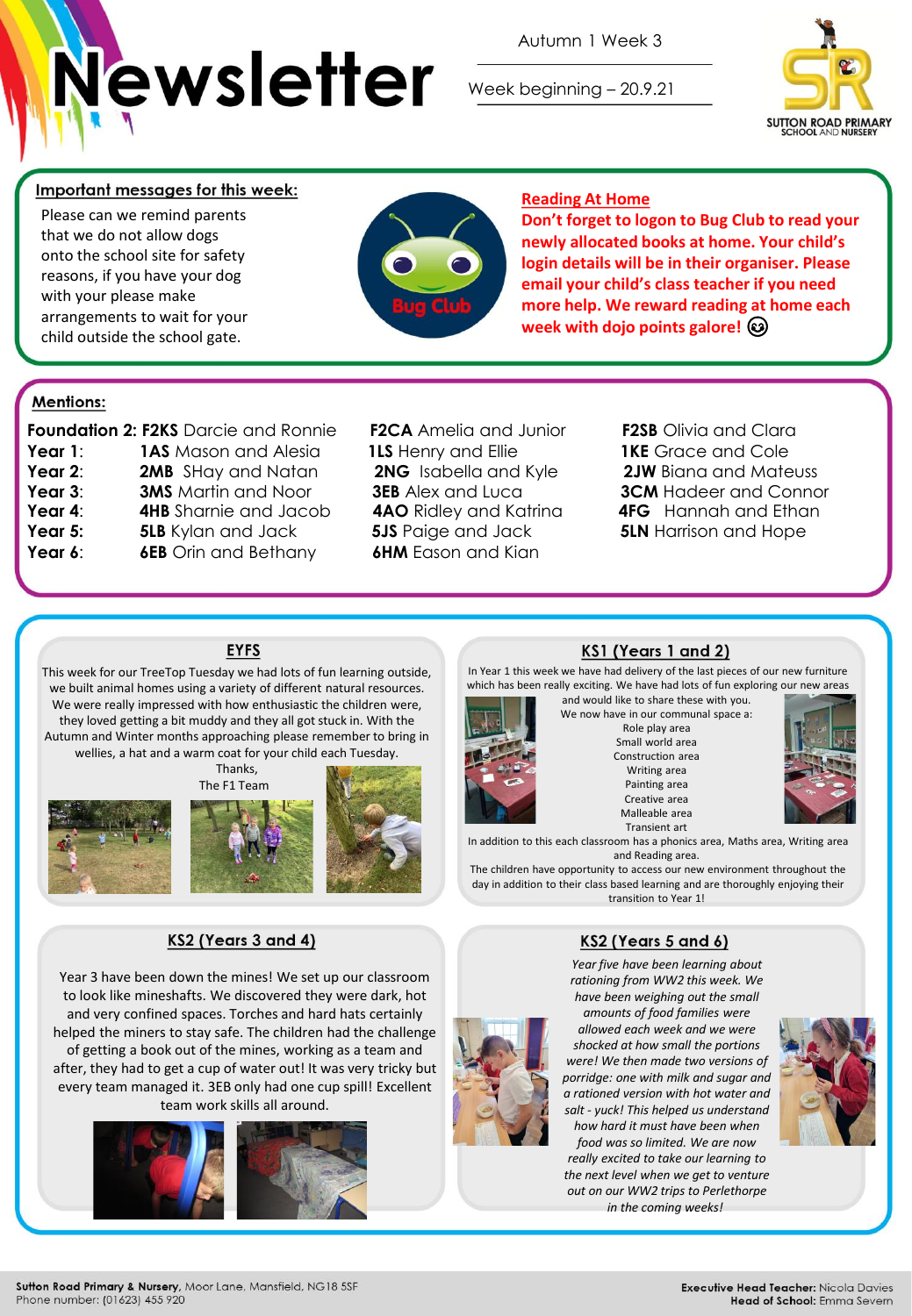# Newsletter

Autumn 1 Week 3

Week beginning – 20.9.21

SUTTON ROAD PRIMARY SCHOOL AND NURSERY

## Important messages for this week:

Please can we remind parents that we do not allow dogs onto the school site for safety reasons, if you have your dog with your please make arrangements to wait for your child outside the school gate.

Bug Club

### Reading At Home

**Don't forget to logon to Bug Club to read your newly allocated books at home. Your child's login details will be in their organiser. Please email your child's class teacher if you need more help. We reward reading at home each week with dojo points galore! 😉**

## Mentions:

| | | | |
|---|---|---|---|
| **Foundation 2:** | **F2KS** Darcie and Ronnie | **F2CA** Amelia and Junior | **F2SB** Olivia and Clara |
| **Year 1**: | **1AS** Mason and Alesia | **1LS** Henry and Ellie | **1KE** Grace and Cole |
| **Year 2**: | **2MB** SHay and Natan | **2NG** Isabella and Kyle | **2JW** Biana and Mateuss |
| **Year 3**: | **3MS** Martin and Noor | **3EB** Alex and Luca | **3CM** Hadeer and Connor |
| **Year 4**: | **4HB** Sharnie and Jacob | **4AO** Ridley and Katrina | **4FG** Hannah and Ethan |
| **Year 5**: | **5LB** Kylan and Jack | **5JS** Paige and Jack | **5LN** Harrison and Hope |
| **Year 6**: | **6EB** Orin and Bethany | **6HM** Eason and Kian | |

## EYFS

This week for our TreeTop Tuesday we had lots of fun learning outside, we built animal homes using a variety of different natural resources. We were really impressed with how enthusiastic the children were, they loved getting a bit muddy and they all got stuck in. With the Autumn and Winter months approaching please remember to bring in wellies, a hat and a warm coat for your child each Tuesday.

Thanks,
The F1 Team

## KS1 (Years 1 and 2)

In Year 1 this week we have had delivery of the last pieces of our new furniture which has been really exciting. We have had lots of fun exploring our new areas and would like to share these with you.

We now have in our communal space a:

Role play area
Small world area
Construction area
Writing area
Painting area
Creative area
Malleable area
Transient art

In addition to this each classroom has a phonics area, Maths area, Writing area and Reading area.

The children have opportunity to access our new environment throughout the day in addition to their class based learning and are thoroughly enjoying their transition to Year 1!

## KS2 (Years 3 and 4)

Year 3 have been down the mines! We set up our classroom to look like mineshafts. We discovered they were dark, hot and very confined spaces. Torches and hard hats certainly helped the miners to stay safe. The children had the challenge of getting a book out of the mines, working as a team and after, they had to get a cup of water out! It was very tricky but every team managed it. 3EB only had one cup spill! Excellent team work skills all around.

## KS2 (Years 5 and 6)

*Year five have been learning about rationing from WW2 this week. We have been weighing out the small amounts of food families were allowed each week and we were shocked at how small the portions were! We then made two versions of porridge: one with milk and sugar and a rationed version with hot water and salt - yuck! This helped us understand how hard it must have been when food was so limited. We are now really excited to take our learning to the next level when we get to venture out on our WW2 trips to Perlethorpe in the coming weeks!*

**Sutton Road Primary & Nursery**, Moor Lane, Mansfield, NG18 5SF
Phone number: (01623) 455 920

**Executive Head Teacher:** Nicola Davies
**Head of School:** Emma Severn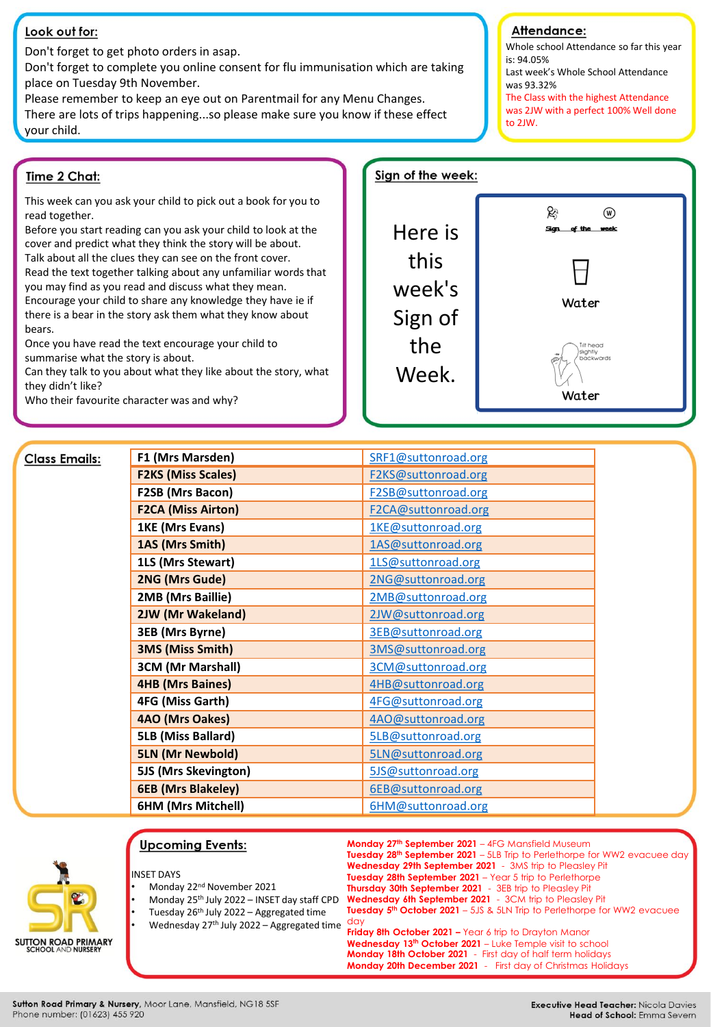## Look out for:

Don't forget to get photo orders in asap.
Don't forget to complete you online consent for flu immunisation which are taking place on Tuesday 9th November.
Please remember to keep an eye out on Parentmail for any Menu Changes.
There are lots of trips happening...so please make sure you know if these effect your child.

## Attendance:

Whole school Attendance so far this year is: 94.05%
Last week's Whole School Attendance was 93.32%
The Class with the highest Attendance was 2JW with a perfect 100% Well done to 2JW.

## Time 2 Chat:

This week can you ask your child to pick out a book for you to read together.
Before you start reading can you ask your child to look at the cover and predict what they think the story will be about.
Talk about all the clues they can see on the front cover.
Read the text together talking about any unfamiliar words that you may find as you read and discuss what they mean.
Encourage your child to share any knowledge they have ie if there is a bear in the story ask them what they know about bears.
Once you have read the text encourage your child to summarise what the story is about.
Can they talk to you about what they like about the story, what they didn't like?
Who their favourite character was and why?

## Sign of the week:

Here is this week's Sign of the Week.

Sign of the week

Water

Tilt head slightly backwards

Water

## Class Emails:

| | |
|---|---|
| F1 (Mrs Marsden) | SRF1@suttonroad.org |
| F2KS (Miss Scales) | F2KS@suttonroad.org |
| F2SB (Mrs Bacon) | F2SB@suttonroad.org |
| F2CA (Miss Airton) | F2CA@suttonroad.org |
| 1KE (Mrs Evans) | 1KE@suttonroad.org |
| 1AS (Mrs Smith) | 1AS@suttonroad.org |
| 1LS (Mrs Stewart) | 1LS@suttonroad.org |
| 2NG (Mrs Gude) | 2NG@suttonroad.org |
| 2MB (Mrs Baillie) | 2MB@suttonroad.org |
| 2JW (Mr Wakeland) | 2JW@suttonroad.org |
| 3EB (Mrs Byrne) | 3EB@suttonroad.org |
| 3MS (Miss Smith) | 3MS@suttonroad.org |
| 3CM (Mr Marshall) | 3CM@suttonroad.org |
| 4HB (Mrs Baines) | 4HB@suttonroad.org |
| 4FG (Miss Garth) | 4FG@suttonroad.org |
| 4AO (Mrs Oakes) | 4AO@suttonroad.org |
| 5LB (Miss Ballard) | 5LB@suttonroad.org |
| 5LN (Mr Newbold) | 5LN@suttonroad.org |
| 5JS (Mrs Skevington) | 5JS@suttonroad.org |
| 6EB (Mrs Blakeley) | 6EB@suttonroad.org |
| 6HM (Mrs Mitchell) | 6HM@suttonroad.org |

SUTTON ROAD PRIMARY SCHOOL AND NURSERY

## Upcoming Events:

INSET DAYS

- Monday 22nd November 2021
- Monday 25th July 2022 – INSET day staff CPD
- Tuesday 26th July 2022 – Aggregated time
- Wednesday 27th July 2022 – Aggregated time

**Monday 27th September 2021** – 4FG Mansfield Museum
**Tuesday 28th September 2021** – 5LB Trip to Perlethorpe for WW2 evacuee day
**Wednesday 29th September 2021** - 3MS trip to Pleasley Pit
**Tuesday 28th September 2021** – Year 5 trip to Perlethorpe
**Thursday 30th September 2021** - 3EB trip to Pleasley Pit
**Wednesday 6th September 2021** - 3CM trip to Pleasley Pit
**Tuesday 5th October 2021** – 5JS & 5LN Trip to Perlethorpe for WW2 evacuee day
**Friday 8th October 2021 –** Year 6 trip to Drayton Manor
**Wednesday 13th October 2021** – Luke Temple visit to school
**Monday 18th October 2021** - First day of half term holidays
**Monday 20th December 2021** - First day of Christmas Holidays

**Sutton Road Primary & Nursery**, Moor Lane, Mansfield, NG18 5SF
Phone number: (01623) 455 920

**Executive Head Teacher:** Nicola Davies
**Head of School:** Emma Severn